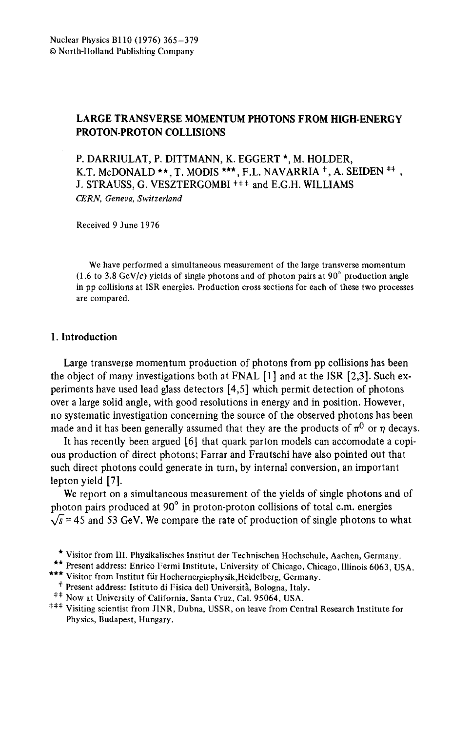# LARGE TRANSVERSE MOMENTUM PHOTONS FROM HIGH-ENERGY PROTON-PROTON COLLISIONS

P. DARRIULAT, P. DITTMANN, K. EGGERT *, M. HOLDER, K.T. McDONALD **, T. MODIS ***, F.L. NAVARRIA ‡, A. SEIDEN ‡‡, J. STRAUSS, G. VESZTERGOMBI ‡‡‡ and E.G.H. WILLIAMS

*CERN, Geneva, Switzerland*

Received 9 June 1976

We have performed a simultaneous measurement of the large transverse momentum (1.6 to 3.8 GeV/$c$) yields of single photons and of photon pairs at 90° production angle in pp collisions at ISR energies. Production cross sections for each of these two processes are compared.

## 1. Introduction

Large transverse momentum production of photons from pp collisions has been the object of many investigations both at FNAL [1] and at the ISR [2,3]. Such experiments have used lead glass detectors [4,5] which permit detection of photons over a large solid angle, with good resolutions in energy and in position. However, no systematic investigation concerning the source of the observed photons has been made and it has been generally assumed that they are the products of $\pi^0$ or $\eta$ decays.

It has recently been argued [6] that quark parton models can accomodate a copious production of direct photons; Farrar and Frautschi have also pointed out that such direct photons could generate in turn, by internal conversion, an important lepton yield [7].

We report on a simultaneous measurement of the yields of single photons and of photon pairs produced at 90° in proton-proton collisions of total c.m. energies $\sqrt{s} = 45$ and 53 GeV. We compare the rate of production of single photons to what

\* Visitor from III. Physikalisches Institut der Technischen Hochschule, Aachen, Germany.

\*\* Present address: Enrico Fermi Institute, University of Chicago, Chicago, Illinois 6063, USA.

\*\*\* Visitor from Institut für Hochernergiephysik,Heidelberg, Germany.

‡ Present address: Istituto di Fisica dell Università, Bologna, Italy.

‡‡ Now at University of California, Santa Cruz, Cal. 95064, USA.

‡‡‡ Visiting scientist from JINR, Dubna, USSR, on leave from Central Research Institute for Physics, Budapest, Hungary.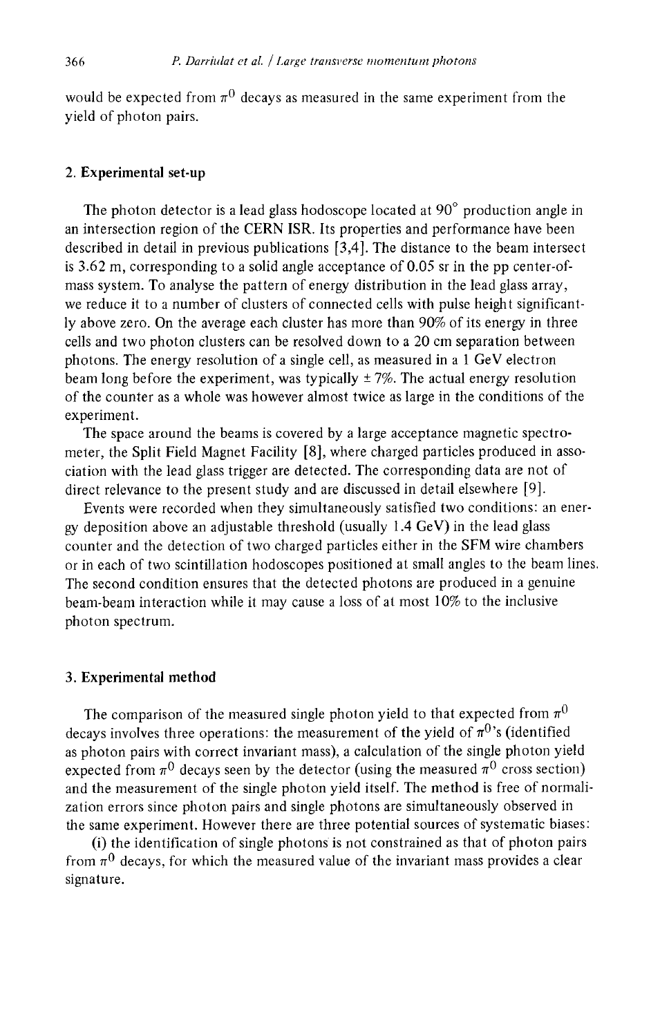would be expected from $\pi^0$ decays as measured in the same experiment from the yield of photon pairs.

## 2. Experimental set-up

The photon detector is a lead glass hodoscope located at 90° production angle in an intersection region of the CERN ISR. Its properties and performance have been described in detail in previous publications [3,4]. The distance to the beam intersect is 3.62 m, corresponding to a solid angle acceptance of 0.05 sr in the pp center-of-mass system. To analyse the pattern of energy distribution in the lead glass array, we reduce it to a number of clusters of connected cells with pulse height significantly above zero. On the average each cluster has more than 90% of its energy in three cells and two photon clusters can be resolved down to a 20 cm separation between photons. The energy resolution of a single cell, as measured in a 1 GeV electron beam long before the experiment, was typically ± 7%. The actual energy resolution of the counter as a whole was however almost twice as large in the conditions of the experiment.

The space around the beams is covered by a large acceptance magnetic spectrometer, the Split Field Magnet Facility [8], where charged particles produced in association with the lead glass trigger are detected. The corresponding data are not of direct relevance to the present study and are discussed in detail elsewhere [9].

Events were recorded when they simultaneously satisfied two conditions: an energy deposition above an adjustable threshold (usually 1.4 GeV) in the lead glass counter and the detection of two charged particles either in the SFM wire chambers or in each of two scintillation hodoscopes positioned at small angles to the beam lines. The second condition ensures that the detected photons are produced in a genuine beam-beam interaction while it may cause a loss of at most 10% to the inclusive photon spectrum.

## 3. Experimental method

The comparison of the measured single photon yield to that expected from $\pi^0$ decays involves three operations: the measurement of the yield of $\pi^0$'s (identified as photon pairs with correct invariant mass), a calculation of the single photon yield expected from $\pi^0$ decays seen by the detector (using the measured $\pi^0$ cross section) and the measurement of the single photon yield itself. The method is free of normalization errors since photon pairs and single photons are simultaneously observed in the same experiment. However there are three potential sources of systematic biases:

(i) the identification of single photons is not constrained as that of photon pairs from $\pi^0$ decays, for which the measured value of the invariant mass provides a clear signature.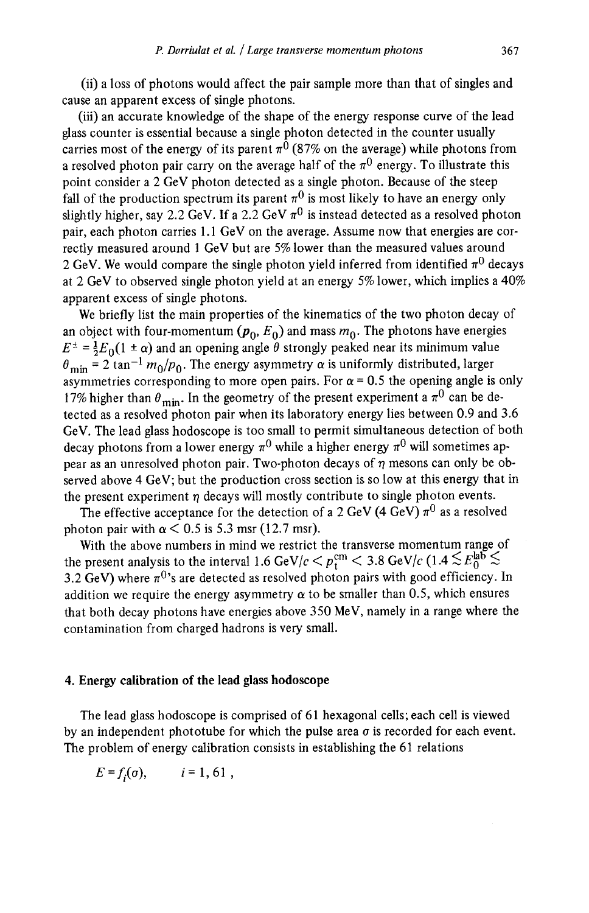(ii) a loss of photons would affect the pair sample more than that of singles and cause an apparent excess of single photons.

(iii) an accurate knowledge of the shape of the energy response curve of the lead glass counter is essential because a single photon detected in the counter usually carries most of the energy of its parent $\pi^0$ (87% on the average) while photons from a resolved photon pair carry on the average half of the $\pi^0$ energy. To illustrate this point consider a 2 GeV photon detected as a single photon. Because of the steep fall of the production spectrum its parent $\pi^0$ is most likely to have an energy only slightly higher, say 2.2 GeV. If a 2.2 GeV $\pi^0$ is instead detected as a resolved photon pair, each photon carries 1.1 GeV on the average. Assume now that energies are correctly measured around 1 GeV but are 5% lower than the measured values around 2 GeV. We would compare the single photon yield inferred from identified $\pi^0$ decays at 2 GeV to observed single photon yield at an energy 5% lower, which implies a 40% apparent excess of single photons.

We briefly list the main properties of the kinematics of the two photon decay of an object with four-momentum $(p_0, E_0)$ and mass $m_0$. The photons have energies $E^{\pm} = \frac{1}{2}E_0(1 \pm \alpha)$ and an opening angle $\theta$ strongly peaked near its minimum value $\theta_{\min} = 2 \tan^{-1} m_0/p_0$. The energy asymmetry $\alpha$ is uniformly distributed, larger asymmetries corresponding to more open pairs. For $\alpha = 0.5$ the opening angle is only 17% higher than $\theta_{\min}$. In the geometry of the present experiment a $\pi^0$ can be detected as a resolved photon pair when its laboratory energy lies between 0.9 and 3.6 GeV. The lead glass hodoscope is too small to permit simultaneous detection of both decay photons from a lower energy $\pi^0$ while a higher energy $\pi^0$ will sometimes appear as an unresolved photon pair. Two-photon decays of $\eta$ mesons can only be observed above 4 GeV; but the production cross section is so low at this energy that in the present experiment $\eta$ decays will mostly contribute to single photon events.

The effective acceptance for the detection of a 2 GeV (4 GeV) $\pi^0$ as a resolved photon pair with $\alpha < 0.5$ is 5.3 msr (12.7 msr).

With the above numbers in mind we restrict the transverse momentum range of the present analysis to the interval 1.6 GeV/$c$ < $p_t^{\text{cm}}$ < 3.8 GeV/$c$ ($1.4 \lesssim E_0^{\text{lab}} \lesssim 3.2$ GeV) where $\pi^0$'s are detected as resolved photon pairs with good efficiency. In addition we require the energy asymmetry $\alpha$ to be smaller than 0.5, which ensures that both decay photons have energies above 350 MeV, namely in a range where the contamination from charged hadrons is very small.

## 4. Energy calibration of the lead glass hodoscope

The lead glass hodoscope is comprised of 61 hexagonal cells; each cell is viewed by an independent phototube for which the pulse area $\sigma$ is recorded for each event. The problem of energy calibration consists in establishing the 61 relations

$$E = f_i(\sigma), \qquad i = 1, 61 ,$$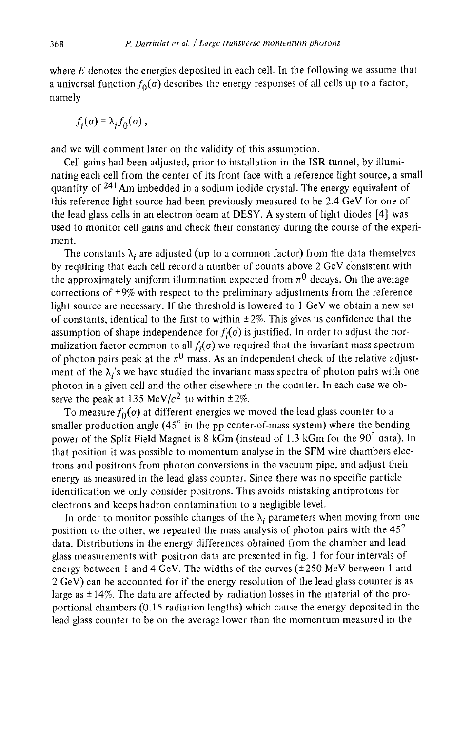where $E$ denotes the energies deposited in each cell. In the following we assume that a universal function $f_0(\sigma)$ describes the energy responses of all cells up to a factor, namely

$$f_i(\sigma) = \lambda_i f_0(\sigma)\,,$$

and we will comment later on the validity of this assumption.

Cell gains had been adjusted, prior to installation in the ISR tunnel, by illuminating each cell from the center of its front face with a reference light source, a small quantity of $^{241}$Am imbedded in a sodium iodide crystal. The energy equivalent of this reference light source had been previously measured to be 2.4 GeV for one of the lead glass cells in an electron beam at DESY. A system of light diodes [4] was used to monitor cell gains and check their constancy during the course of the experiment.

The constants $\lambda_i$ are adjusted (up to a common factor) from the data themselves by requiring that each cell record a number of counts above 2 GeV consistent with the approximately uniform illumination expected from $\pi^0$ decays. On the average corrections of $\pm 9\%$ with respect to the preliminary adjustments from the reference light source are necessary. If the threshold is lowered to 1 GeV we obtain a new set of constants, identical to the first to within $\pm 2\%$. This gives us confidence that the assumption of shape independence for $f_i(\sigma)$ is justified. In order to adjust the normalization factor common to all $f_i(\sigma)$ we required that the invariant mass spectrum of photon pairs peak at the $\pi^0$ mass. As an independent check of the relative adjustment of the $\lambda_i$'s we have studied the invariant mass spectra of photon pairs with one photon in a given cell and the other elsewhere in the counter. In each case we observe the peak at 135 MeV/$c^2$ to within $\pm 2\%$.

To measure $f_0(\sigma)$ at different energies we moved the lead glass counter to a smaller production angle (45° in the pp center-of-mass system) where the bending power of the Split Field Magnet is 8 kGm (instead of 1.3 kGm for the 90° data). In that position it was possible to momentum analyse in the SFM wire chambers electrons and positrons from photon conversions in the vacuum pipe, and adjust their energy as measured in the lead glass counter. Since there was no specific particle identification we only consider positrons. This avoids mistaking antiprotons for electrons and keeps hadron contamination to a negligible level.

In order to monitor possible changes of the $\lambda_i$ parameters when moving from one position to the other, we repeated the mass analysis of photon pairs with the 45° data. Distributions in the energy differences obtained from the chamber and lead glass measurements with positron data are presented in fig. 1 for four intervals of energy between 1 and 4 GeV. The widths of the curves ($\pm 250$ MeV between 1 and 2 GeV) can be accounted for if the energy resolution of the lead glass counter is as large as $\pm 14\%$. The data are affected by radiation losses in the material of the proportional chambers (0.15 radiation lengths) which cause the energy deposited in the lead glass counter to be on the average lower than the momentum measured in the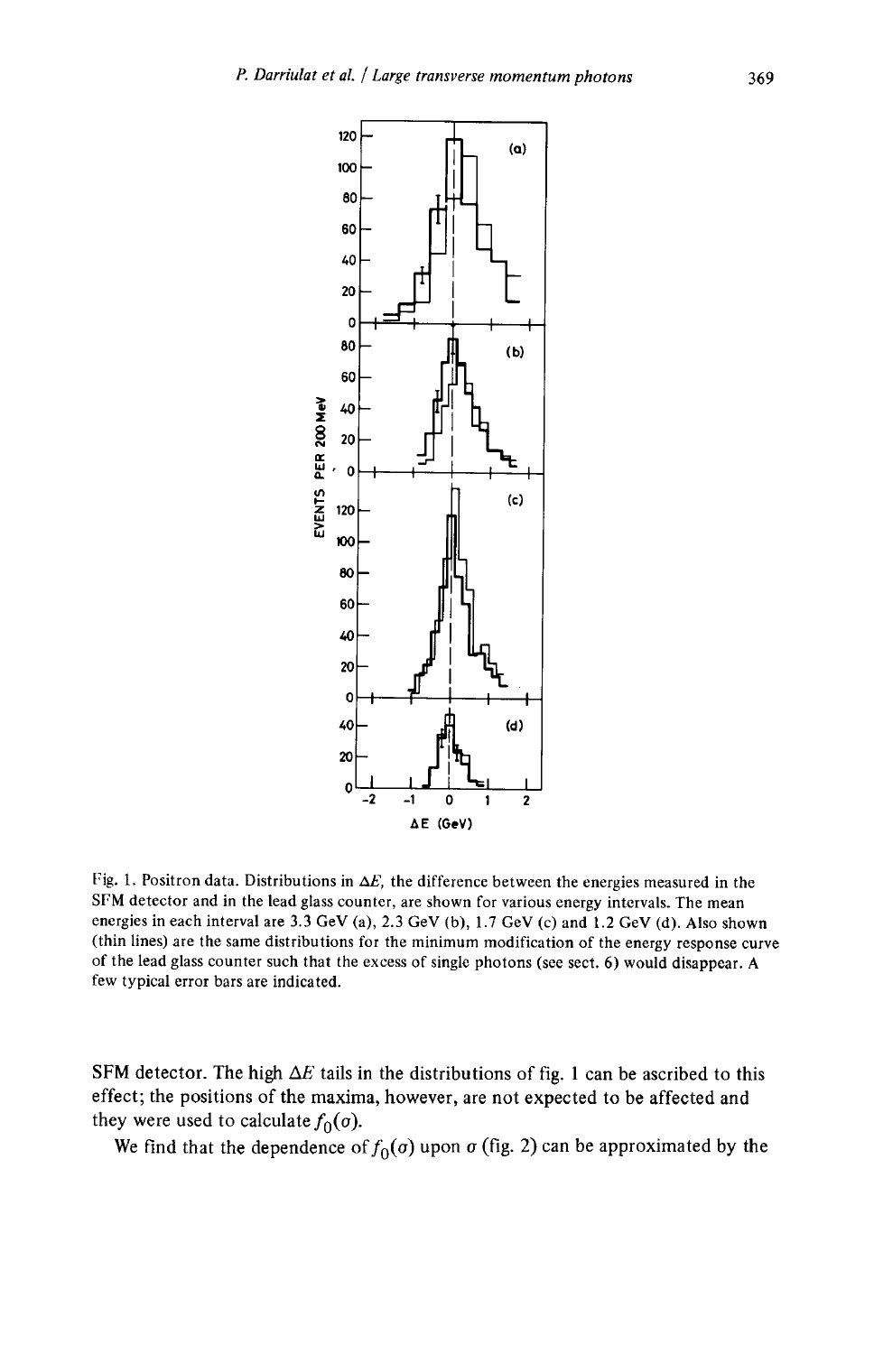Fig. 1. Positron data. Distributions in $\Delta E$, the difference between the energies measured in the SFM detector and in the lead glass counter, are shown for various energy intervals. The mean energies in each interval are 3.3 GeV (a), 2.3 GeV (b), 1.7 GeV (c) and 1.2 GeV (d). Also shown (thin lines) are the same distributions for the minimum modification of the energy response curve of the lead glass counter such that the excess of single photons (see sect. 6) would disappear. A few typical error bars are indicated.

SFM detector. The high $\Delta E$ tails in the distributions of fig. 1 can be ascribed to this effect; the positions of the maxima, however, are not expected to be affected and they were used to calculate $f_0(\sigma)$.

We find that the dependence of $f_0(\sigma)$ upon $\sigma$ (fig. 2) can be approximated by the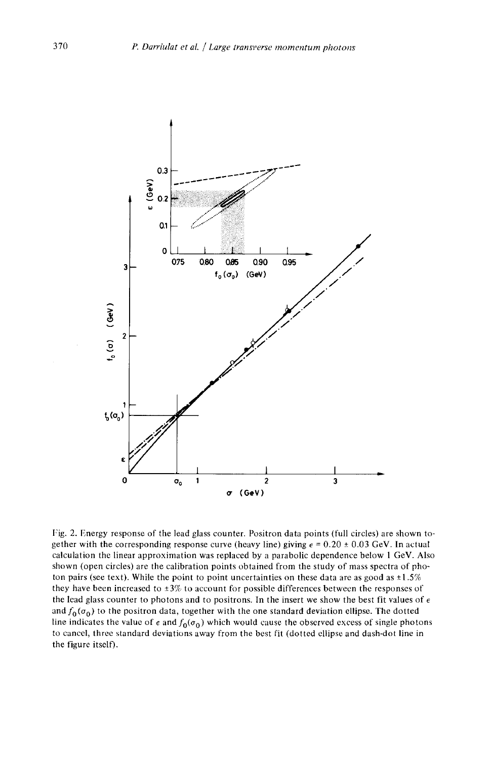Fig. 2. Energy response of the lead glass counter. Positron data points (full circles) are shown together with the corresponding response curve (heavy line) giving $\epsilon = 0.20 \pm 0.03$ GeV. In actual calculation the linear approximation was replaced by a parabolic dependence below 1 GeV. Also shown (open circles) are the calibration points obtained from the study of mass spectra of photon pairs (see text). While the point to point uncertainties on these data are as good as $\pm 1.5\%$ they have been increased to $\pm 3\%$ to account for possible differences between the responses of the lead glass counter to photons and to positrons. In the insert we show the best fit values of $\epsilon$ and $f_0(\sigma_0)$ to the positron data, together with the one standard deviation ellipse. The dotted line indicates the value of $\epsilon$ and $f_0(\sigma_0)$ which would cause the observed excess of single photons to cancel, three standard deviations away from the best fit (dotted ellipse and dash-dot line in the figure itself).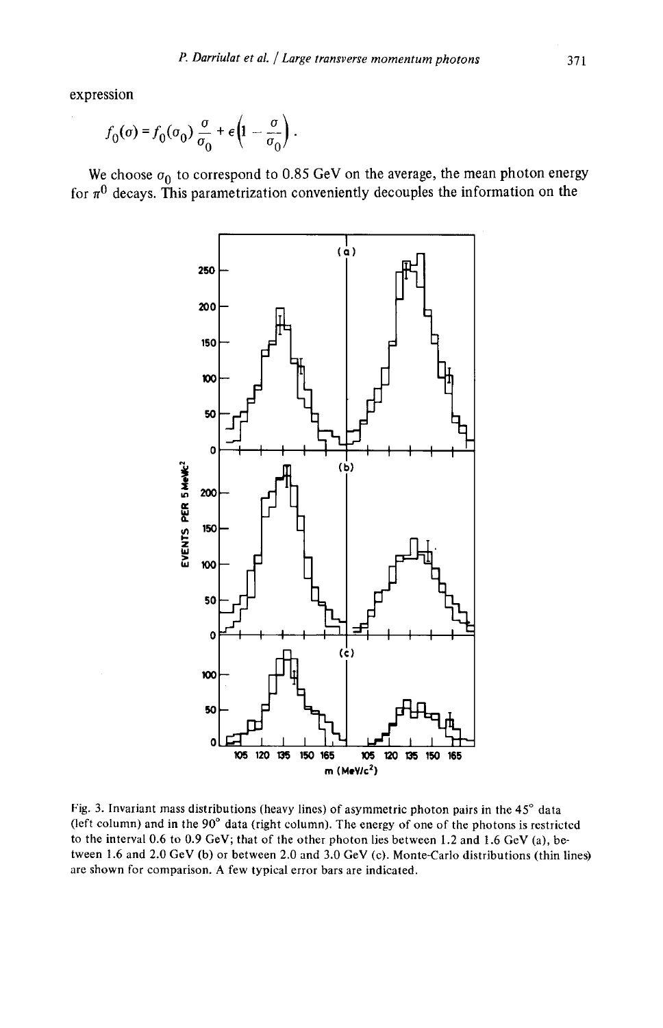expression

$$f_0(\sigma) = f_0(\sigma_0)\,\frac{\sigma}{\sigma_0} + \epsilon\left(1 - \frac{\sigma}{\sigma_0}\right).$$

We choose $\sigma_0$ to correspond to 0.85 GeV on the average, the mean photon energy for $\pi^0$ decays. This parametrization conveniently decouples the information on the

Fig. 3. Invariant mass distributions (heavy lines) of asymmetric photon pairs in the 45° data (left column) and in the 90° data (right column). The energy of one of the photons is restricted to the interval 0.6 to 0.9 GeV; that of the other photon lies between 1.2 and 1.6 GeV (a), between 1.6 and 2.0 GeV (b) or between 2.0 and 3.0 GeV (c). Monte-Carlo distributions (thin lines) are shown for comparison. A few typical error bars are indicated.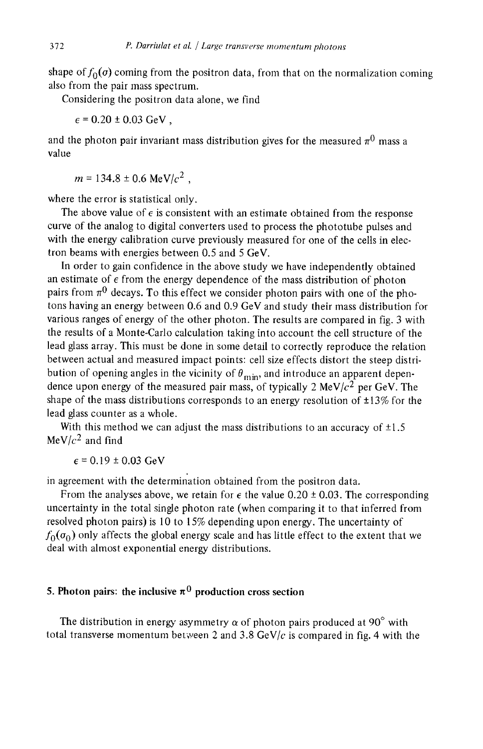shape of $f_0(\sigma)$ coming from the positron data, from that on the normalization coming also from the pair mass spectrum.

Considering the positron data alone, we find

$$\epsilon = 0.20 \pm 0.03 \text{ GeV} ,$$

and the photon pair invariant mass distribution gives for the measured $\pi^0$ mass a value

$$m = 134.8 \pm 0.6 \text{ MeV}/c^2 ,$$

where the error is statistical only.

The above value of $\epsilon$ is consistent with an estimate obtained from the response curve of the analog to digital converters used to process the phototube pulses and with the energy calibration curve previously measured for one of the cells in electron beams with energies between 0.5 and 5 GeV.

In order to gain confidence in the above study we have independently obtained an estimate of $\epsilon$ from the energy dependence of the mass distribution of photon pairs from $\pi^0$ decays. To this effect we consider photon pairs with one of the photons having an energy between 0.6 and 0.9 GeV and study their mass distribution for various ranges of energy of the other photon. The results are compared in fig. 3 with the results of a Monte-Carlo calculation taking into account the cell structure of the lead glass array. This must be done in some detail to correctly reproduce the relation between actual and measured impact points: cell size effects distort the steep distribution of opening angles in the vicinity of $\theta_{\min}$, and introduce an apparent dependence upon energy of the measured pair mass, of typically 2 MeV/$c^2$ per GeV. The shape of the mass distributions corresponds to an energy resolution of ±13% for the lead glass counter as a whole.

With this method we can adjust the mass distributions to an accuracy of ±1.5 MeV/$c^2$ and find

$$\epsilon = 0.19 \pm 0.03 \text{ GeV}$$

in agreement with the determination obtained from the positron data.

From the analyses above, we retain for $\epsilon$ the value 0.20 ± 0.03. The corresponding uncertainty in the total single photon rate (when comparing it to that inferred from resolved photon pairs) is 10 to 15% depending upon energy. The uncertainty of $f_0(\sigma_0)$ only affects the global energy scale and has little effect to the extent that we deal with almost exponential energy distributions.

## 5. Photon pairs: the inclusive $\pi^0$ production cross section

The distribution in energy asymmetry $\alpha$ of photon pairs produced at 90° with total transverse momentum between 2 and 3.8 GeV/$c$ is compared in fig. 4 with the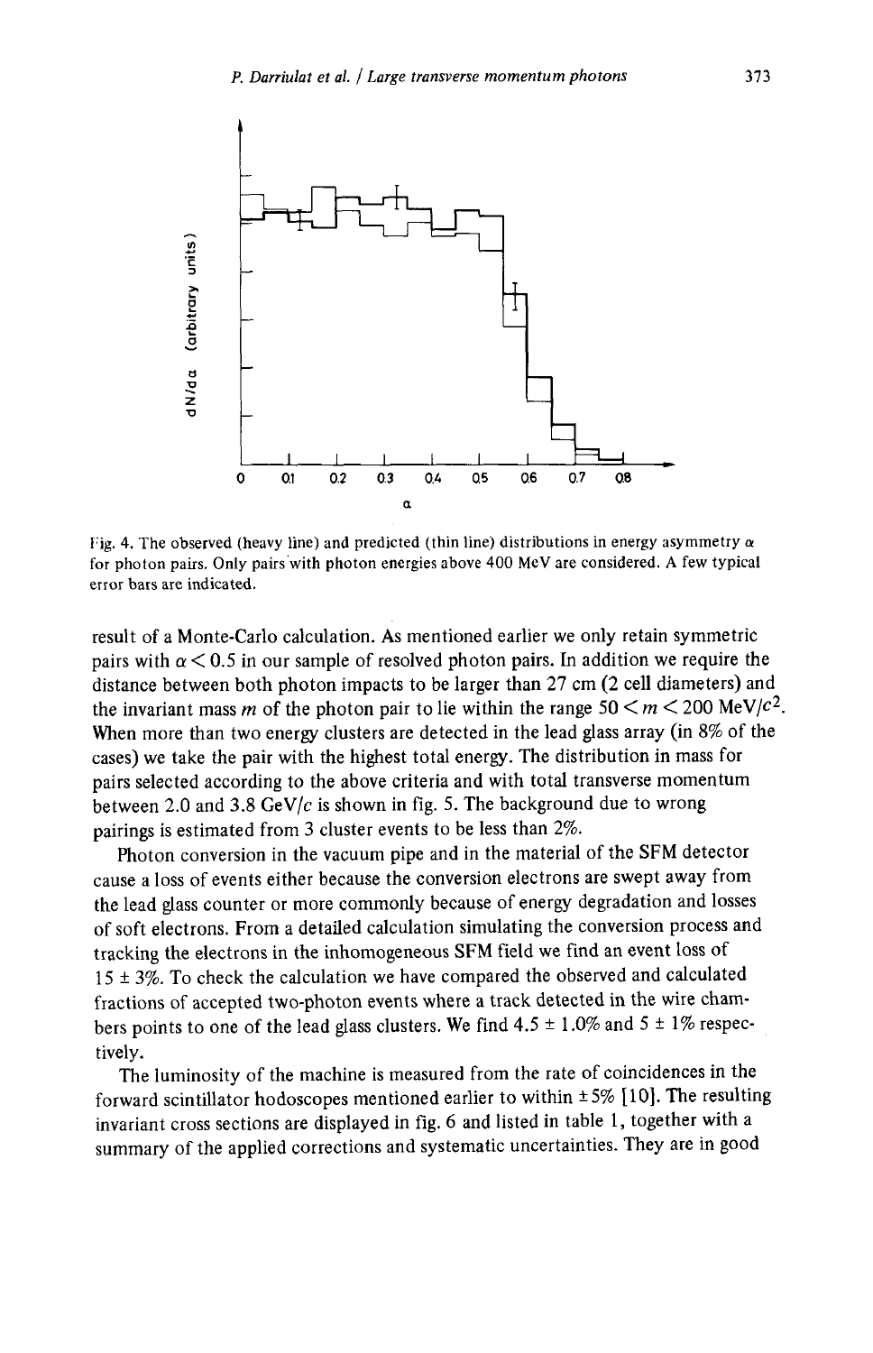Fig. 4. The observed (heavy line) and predicted (thin line) distributions in energy asymmetry $\alpha$ for photon pairs. Only pairs with photon energies above 400 MeV are considered. A few typical error bars are indicated.

result of a Monte-Carlo calculation. As mentioned earlier we only retain symmetric pairs with $\alpha < 0.5$ in our sample of resolved photon pairs. In addition we require the distance between both photon impacts to be larger than 27 cm (2 cell diameters) and the invariant mass $m$ of the photon pair to lie within the range $50 < m < 200$ MeV/$c^2$. When more than two energy clusters are detected in the lead glass array (in 8% of the cases) we take the pair with the highest total energy. The distribution in mass for pairs selected according to the above criteria and with total transverse momentum between 2.0 and 3.8 GeV/$c$ is shown in fig. 5. The background due to wrong pairings is estimated from 3 cluster events to be less than 2%.

Photon conversion in the vacuum pipe and in the material of the SFM detector cause a loss of events either because the conversion electrons are swept away from the lead glass counter or more commonly because of energy degradation and losses of soft electrons. From a detailed calculation simulating the conversion process and tracking the electrons in the inhomogeneous SFM field we find an event loss of $15 \pm 3\%$. To check the calculation we have compared the observed and calculated fractions of accepted two-photon events where a track detected in the wire chambers points to one of the lead glass clusters. We find $4.5 \pm 1.0\%$ and $5 \pm 1\%$ respectively.

The luminosity of the machine is measured from the rate of coincidences in the forward scintillator hodoscopes mentioned earlier to within $\pm 5\%$ [10]. The resulting invariant cross sections are displayed in fig. 6 and listed in table 1, together with a summary of the applied corrections and systematic uncertainties. They are in good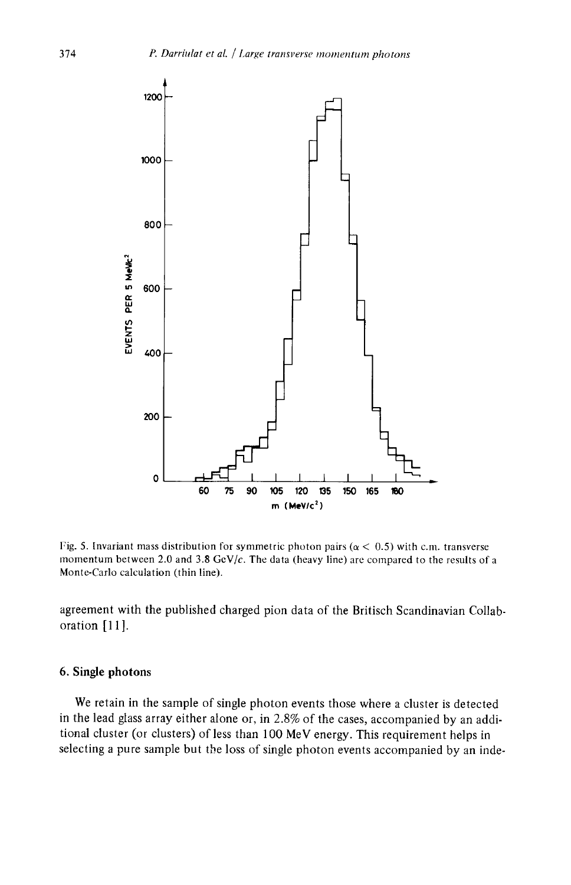Fig. 5. Invariant mass distribution for symmetric photon pairs ($\alpha < 0.5$) with c.m. transverse momentum between 2.0 and 3.8 GeV/$c$. The data (heavy line) are compared to the results of a Monte-Carlo calculation (thin line).

agreement with the published charged pion data of the Britisch Scandinavian Collaboration [11].

## 6. Single photons

We retain in the sample of single photon events those where a cluster is detected in the lead glass array either alone or, in 2.8% of the cases, accompanied by an additional cluster (or clusters) of less than 100 MeV energy. This requirement helps in selecting a pure sample but the loss of single photon events accompanied by an inde-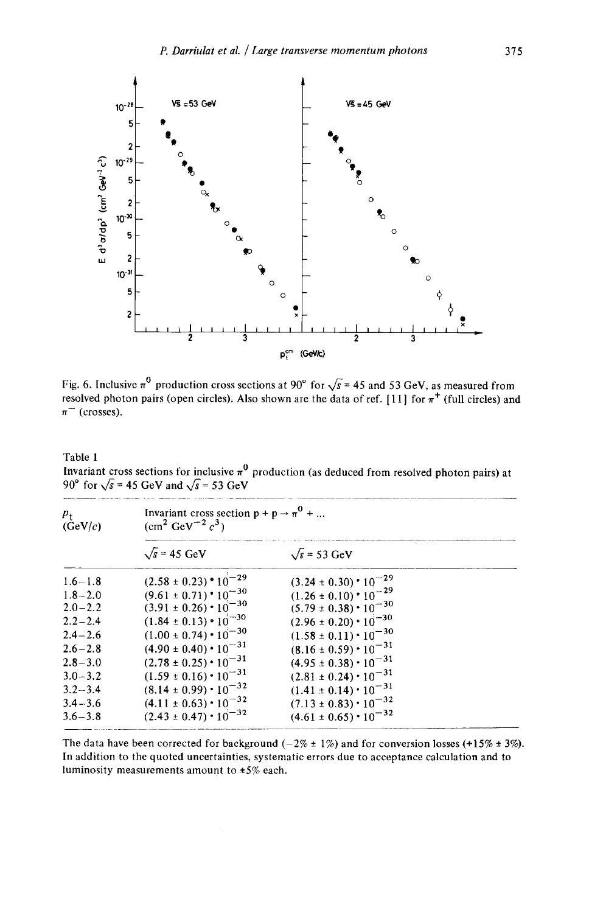Fig. 6. Inclusive $\pi^0$ production cross sections at 90° for $\sqrt{s} = 45$ and 53 GeV, as measured from resolved photon pairs (open circles). Also shown are the data of ref. [11] for $\pi^+$ (full circles) and $\pi^-$ (crosses).

Table 1

Invariant cross sections for inclusive $\pi^0$ production (as deduced from resolved photon pairs) at 90° for $\sqrt{s} = 45$ GeV and $\sqrt{s} = 53$ GeV

| $p_t$ (GeV/$c$) | Invariant cross section $p + p \to \pi^0 + \ldots$ (cm$^2$ GeV$^{-2}$ $c^3$) | |
|---|---|---|
| | $\sqrt{s} = 45$ GeV | $\sqrt{s} = 53$ GeV |
| 1.6–1.8 | $(2.58 \pm 0.23) \cdot 10^{-29}$ | $(3.24 \pm 0.30) \cdot 10^{-29}$ |
| 1.8–2.0 | $(9.61 \pm 0.71) \cdot 10^{-30}$ | $(1.26 \pm 0.10) \cdot 10^{-29}$ |
| 2.0–2.2 | $(3.91 \pm 0.26) \cdot 10^{-30}$ | $(5.79 \pm 0.38) \cdot 10^{-30}$ |
| 2.2–2.4 | $(1.84 \pm 0.13) \cdot 10^{-30}$ | $(2.96 \pm 0.20) \cdot 10^{-30}$ |
| 2.4–2.6 | $(1.00 \pm 0.74) \cdot 10^{-30}$ | $(1.58 \pm 0.11) \cdot 10^{-30}$ |
| 2.6–2.8 | $(4.90 \pm 0.40) \cdot 10^{-31}$ | $(8.16 \pm 0.59) \cdot 10^{-31}$ |
| 2.8–3.0 | $(2.78 \pm 0.25) \cdot 10^{-31}$ | $(4.95 \pm 0.38) \cdot 10^{-31}$ |
| 3.0–3.2 | $(1.59 \pm 0.16) \cdot 10^{-31}$ | $(2.81 \pm 0.24) \cdot 10^{-31}$ |
| 3.2–3.4 | $(8.14 \pm 0.99) \cdot 10^{-32}$ | $(1.41 \pm 0.14) \cdot 10^{-31}$ |
| 3.4–3.6 | $(4.11 \pm 0.63) \cdot 10^{-32}$ | $(7.13 \pm 0.83) \cdot 10^{-32}$ |
| 3.6–3.8 | $(2.43 \pm 0.47) \cdot 10^{-32}$ | $(4.61 \pm 0.65) \cdot 10^{-32}$ |

The data have been corrected for background (−2% ± 1%) and for conversion losses (+15% ± 3%). In addition to the quoted uncertainties, systematic errors due to acceptance calculation and to luminosity measurements amount to ±5% each.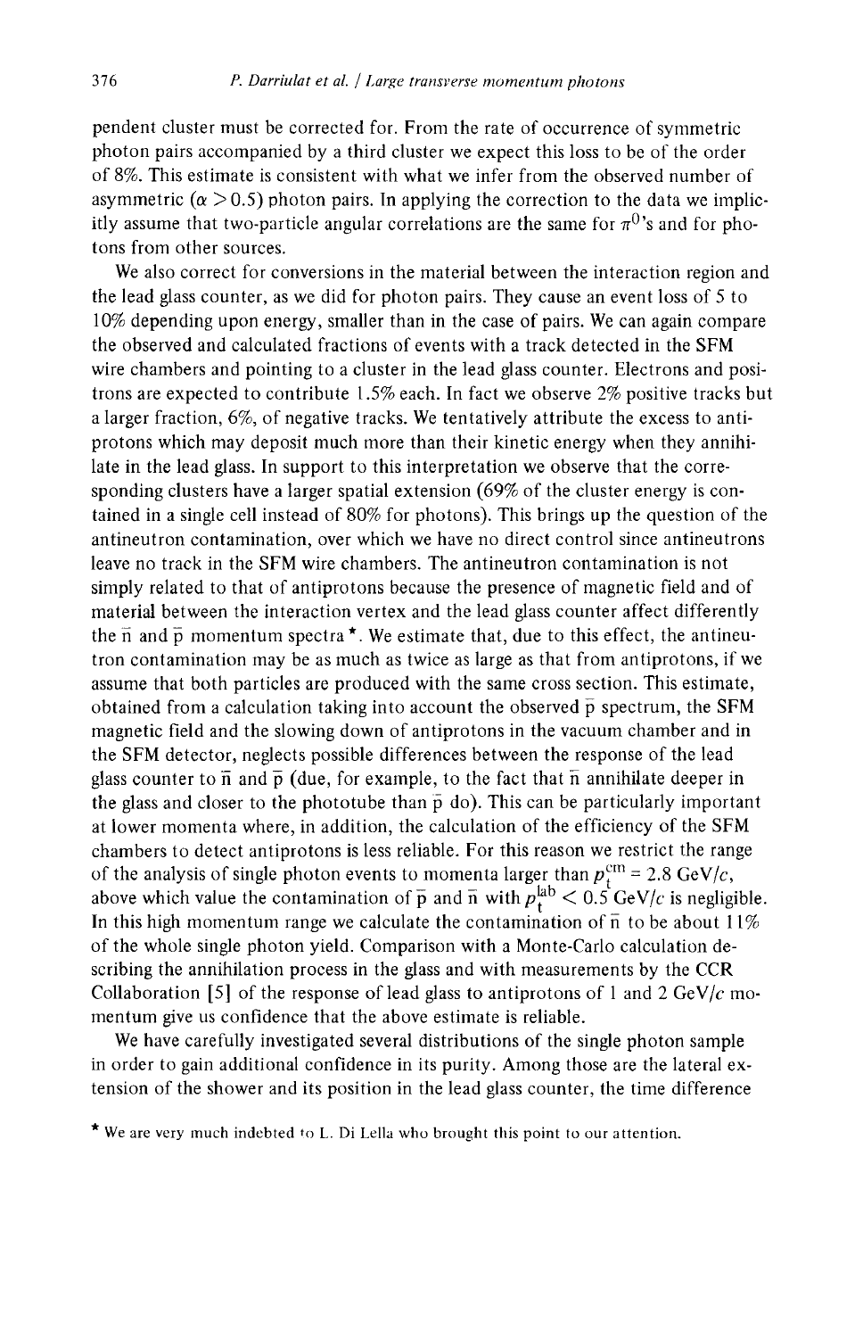pendent cluster must be corrected for. From the rate of occurrence of symmetric photon pairs accompanied by a third cluster we expect this loss to be of the order of 8%. This estimate is consistent with what we infer from the observed number of asymmetric ($\alpha > 0.5$) photon pairs. In applying the correction to the data we implicitly assume that two-particle angular correlations are the same for $\pi^0$'s and for photons from other sources.

We also correct for conversions in the material between the interaction region and the lead glass counter, as we did for photon pairs. They cause an event loss of 5 to 10% depending upon energy, smaller than in the case of pairs. We can again compare the observed and calculated fractions of events with a track detected in the SFM wire chambers and pointing to a cluster in the lead glass counter. Electrons and positrons are expected to contribute 1.5% each. In fact we observe 2% positive tracks but a larger fraction, 6%, of negative tracks. We tentatively attribute the excess to antiprotons which may deposit much more than their kinetic energy when they annihilate in the lead glass. In support to this interpretation we observe that the corresponding clusters have a larger spatial extension (69% of the cluster energy is contained in a single cell instead of 80% for photons). This brings up the question of the antineutron contamination, over which we have no direct control since antineutrons leave no track in the SFM wire chambers. The antineutron contamination is not simply related to that of antiprotons because the presence of magnetic field and of material between the interaction vertex and the lead glass counter affect differently the $\bar{n}$ and $\bar{p}$ momentum spectra *. We estimate that, due to this effect, the antineutron contamination may be as much as twice as large as that from antiprotons, if we assume that both particles are produced with the same cross section. This estimate, obtained from a calculation taking into account the observed $\bar{p}$ spectrum, the SFM magnetic field and the slowing down of antiprotons in the vacuum chamber and in the SFM detector, neglects possible differences between the response of the lead glass counter to $\bar{n}$ and $\bar{p}$ (due, for example, to the fact that $\bar{n}$ annihilate deeper in the glass and closer to the phototube than $\bar{p}$ do). This can be particularly important at lower momenta where, in addition, the calculation of the efficiency of the SFM chambers to detect antiprotons is less reliable. For this reason we restrict the range of the analysis of single photon events to momenta larger than $p_t^{cm} = 2.8$ GeV/$c$, above which value the contamination of $\bar{p}$ and $\bar{n}$ with $p_t^{lab} < 0.5$ GeV/$c$ is negligible. In this high momentum range we calculate the contamination of $\bar{n}$ to be about 11% of the whole single photon yield. Comparison with a Monte-Carlo calculation describing the annihilation process in the glass and with measurements by the CCR Collaboration [5] of the response of lead glass to antiprotons of 1 and 2 GeV/$c$ momentum give us confidence that the above estimate is reliable.

We have carefully investigated several distributions of the single photon sample in order to gain additional confidence in its purity. Among those are the lateral extension of the shower and its position in the lead glass counter, the time difference

* We are very much indebted to L. Di Lella who brought this point to our attention.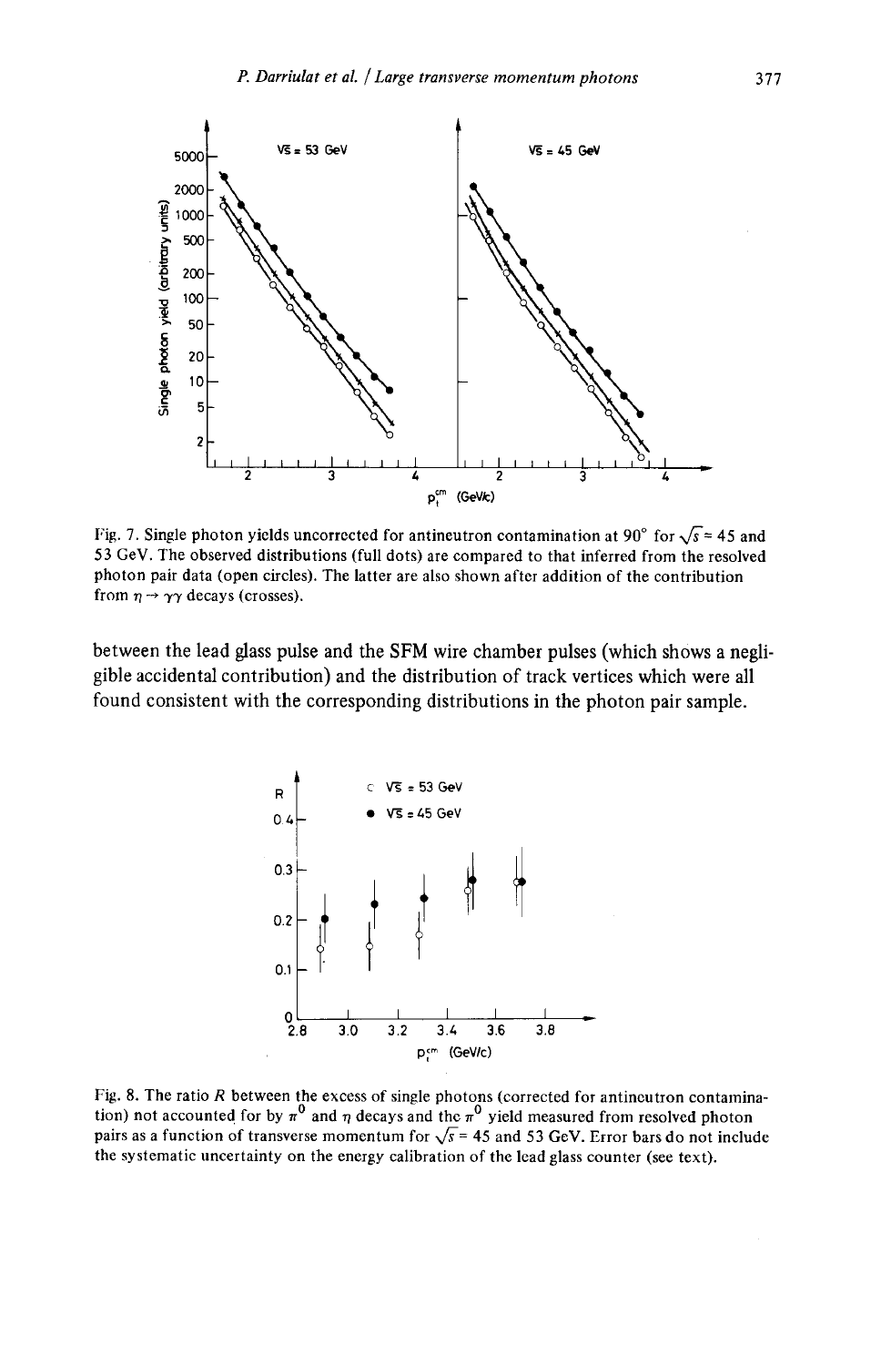Fig. 7. Single photon yields uncorrected for antineutron contamination at 90° for $\sqrt{s} = 45$ and 53 GeV. The observed distributions (full dots) are compared to that inferred from the resolved photon pair data (open circles). The latter are also shown after addition of the contribution from $\eta \to \gamma\gamma$ decays (crosses).

between the lead glass pulse and the SFM wire chamber pulses (which shows a negligible accidental contribution) and the distribution of track vertices which were all found consistent with the corresponding distributions in the photon pair sample.

Fig. 8. The ratio $R$ between the excess of single photons (corrected for antineutron contamination) not accounted for by $\pi^0$ and $\eta$ decays and the $\pi^0$ yield measured from resolved photon pairs as a function of transverse momentum for $\sqrt{s} = 45$ and 53 GeV. Error bars do not include the systematic uncertainty on the energy calibration of the lead glass counter (see text).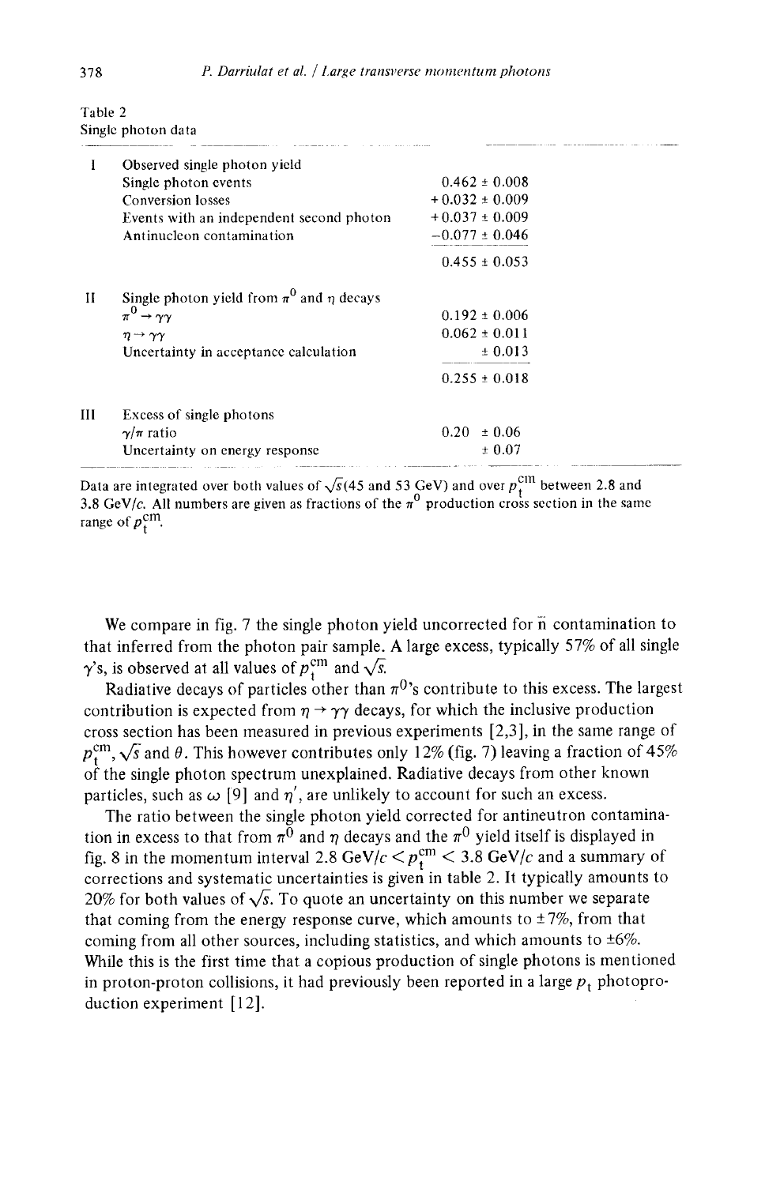Table 2
Single photon data

| | | |
|---|---|---|
| I | Observed single photon yield | |
| | Single photon events | $0.462 \pm 0.008$ |
| | Conversion losses | $+0.032 \pm 0.009$ |
| | Events with an independent second photon | $+0.037 \pm 0.009$ |
| | Antinucleon contamination | $-0.077 \pm 0.046$ |
| | | $0.455 \pm 0.053$ |
| II | Single photon yield from $\pi^0$ and $\eta$ decays | |
| | $\pi^0 \to \gamma\gamma$ | $0.192 \pm 0.006$ |
| | $\eta \to \gamma\gamma$ | $0.062 \pm 0.011$ |
| | Uncertainty in acceptance calculation | $\pm 0.013$ |
| | | $0.255 \pm 0.018$ |
| III | Excess of single photons | |
| | $\gamma/\pi$ ratio | $0.20 \pm 0.06$ |
| | Uncertainty on energy response | $\pm 0.07$ |

Data are integrated over both values of $\sqrt{s}$(45 and 53 GeV) and over $p_t^{cm}$ between 2.8 and 3.8 GeV/$c$. All numbers are given as fractions of the $\pi^0$ production cross section in the same range of $p_t^{cm}$.

We compare in fig. 7 the single photon yield uncorrected for $\bar{n}$ contamination to that inferred from the photon pair sample. A large excess, typically 57% of all single $\gamma$'s, is observed at all values of $p_t^{cm}$ and $\sqrt{s}$.

Radiative decays of particles other than $\pi^0$'s contribute to this excess. The largest contribution is expected from $\eta \to \gamma\gamma$ decays, for which the inclusive production cross section has been measured in previous experiments [2,3], in the same range of $p_t^{cm}$, $\sqrt{s}$ and $\theta$. This however contributes only 12% (fig. 7) leaving a fraction of 45% of the single photon spectrum unexplained. Radiative decays from other known particles, such as $\omega$ [9] and $\eta'$, are unlikely to account for such an excess.

The ratio between the single photon yield corrected for antineutron contamination in excess to that from $\pi^0$ and $\eta$ decays and the $\pi^0$ yield itself is displayed in fig. 8 in the momentum interval 2.8 GeV/$c$ $< p_t^{cm} <$ 3.8 GeV/$c$ and a summary of corrections and systematic uncertainties is given in table 2. It typically amounts to 20% for both values of $\sqrt{s}$. To quote an uncertainty on this number we separate that coming from the energy response curve, which amounts to $\pm$7%, from that coming from all other sources, including statistics, and which amounts to $\pm$6%. While this is the first time that a copious production of single photons is mentioned in proton-proton collisions, it had previously been reported in a large $p_t$ photoproduction experiment [12].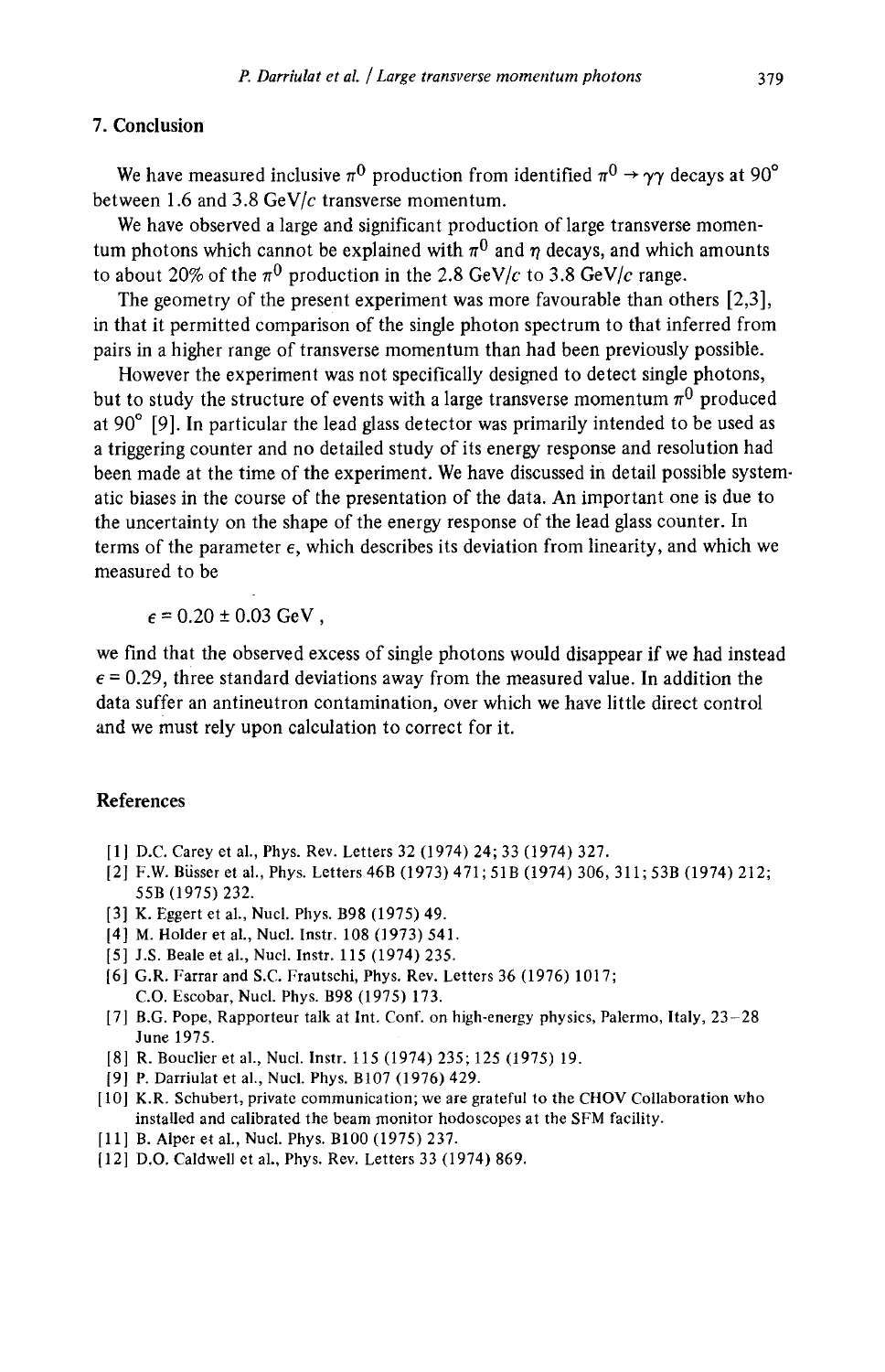## 7. Conclusion

We have measured inclusive $\pi^0$ production from identified $\pi^0 \rightarrow \gamma\gamma$ decays at 90° between 1.6 and 3.8 GeV/$c$ transverse momentum.

We have observed a large and significant production of large transverse momentum photons which cannot be explained with $\pi^0$ and $\eta$ decays, and which amounts to about 20% of the $\pi^0$ production in the 2.8 GeV/$c$ to 3.8 GeV/$c$ range.

The geometry of the present experiment was more favourable than others [2,3], in that it permitted comparison of the single photon spectrum to that inferred from pairs in a higher range of transverse momentum than had been previously possible.

However the experiment was not specifically designed to detect single photons, but to study the structure of events with a large transverse momentum $\pi^0$ produced at 90° [9]. In particular the lead glass detector was primarily intended to be used as a triggering counter and no detailed study of its energy response and resolution had been made at the time of the experiment. We have discussed in detail possible systematic biases in the course of the presentation of the data. An important one is due to the uncertainty on the shape of the energy response of the lead glass counter. In terms of the parameter $\epsilon$, which describes its deviation from linearity, and which we measured to be

$$\epsilon = 0.20 \pm 0.03 \text{ GeV},$$

we find that the observed excess of single photons would disappear if we had instead $\epsilon = 0.29$, three standard deviations away from the measured value. In addition the data suffer an antineutron contamination, over which we have little direct control and we must rely upon calculation to correct for it.

## References

[1] D.C. Carey et al., Phys. Rev. Letters 32 (1974) 24; 33 (1974) 327.

[2] F.W. Büsser et al., Phys. Letters 46B (1973) 471; 51B (1974) 306, 311; 53B (1974) 212; 55B (1975) 232.

[3] K. Eggert et al., Nucl. Phys. B98 (1975) 49.

[4] M. Holder et al., Nucl. Instr. 108 (1973) 541.

[5] J.S. Beale et al., Nucl. Instr. 115 (1974) 235.

[6] G.R. Farrar and S.C. Frautschi, Phys. Rev. Letters 36 (1976) 1017; C.O. Escobar, Nucl. Phys. B98 (1975) 173.

[7] B.G. Pope, Rapporteur talk at Int. Conf. on high-energy physics, Palermo, Italy, 23–28 June 1975.

[8] R. Bouclier et al., Nucl. Instr. 115 (1974) 235; 125 (1975) 19.

[9] P. Darriulat et al., Nucl. Phys. B107 (1976) 429.

[10] K.R. Schubert, private communication; we are grateful to the CHOV Collaboration who installed and calibrated the beam monitor hodoscopes at the SFM facility.

[11] B. Alper et al., Nucl. Phys. B100 (1975) 237.

[12] D.O. Caldwell et al., Phys. Rev. Letters 33 (1974) 869.